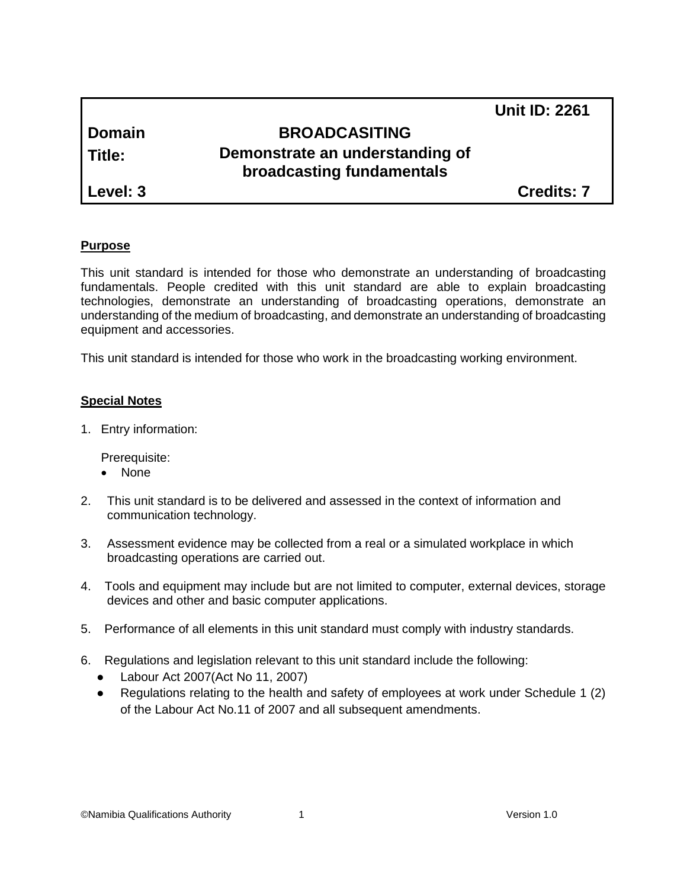| | | Unit ID: 2261 |
|---|---|---|
| **Domain** | **BROADCASITING** | |
| **Title:** | **Demonstrate an understanding of broadcasting fundamentals** | |
| **Level: 3** | | **Credits: 7** |

## Purpose

This unit standard is intended for those who demonstrate an understanding of broadcasting fundamentals. People credited with this unit standard are able to explain broadcasting technologies, demonstrate an understanding of broadcasting operations, demonstrate an understanding of the medium of broadcasting, and demonstrate an understanding of broadcasting equipment and accessories.

This unit standard is intended for those who work in the broadcasting working environment.

## Special Notes

1. Entry information:

   Prerequisite:
   - None

2. This unit standard is to be delivered and assessed in the context of information and communication technology.

3. Assessment evidence may be collected from a real or a simulated workplace in which broadcasting operations are carried out.

4. Tools and equipment may include but are not limited to computer, external devices, storage devices and other and basic computer applications.

5. Performance of all elements in this unit standard must comply with industry standards.

6. Regulations and legislation relevant to this unit standard include the following:
   - Labour Act 2007(Act No 11, 2007)
   - Regulations relating to the health and safety of employees at work under Schedule 1 (2) of the Labour Act No.11 of 2007 and all subsequent amendments.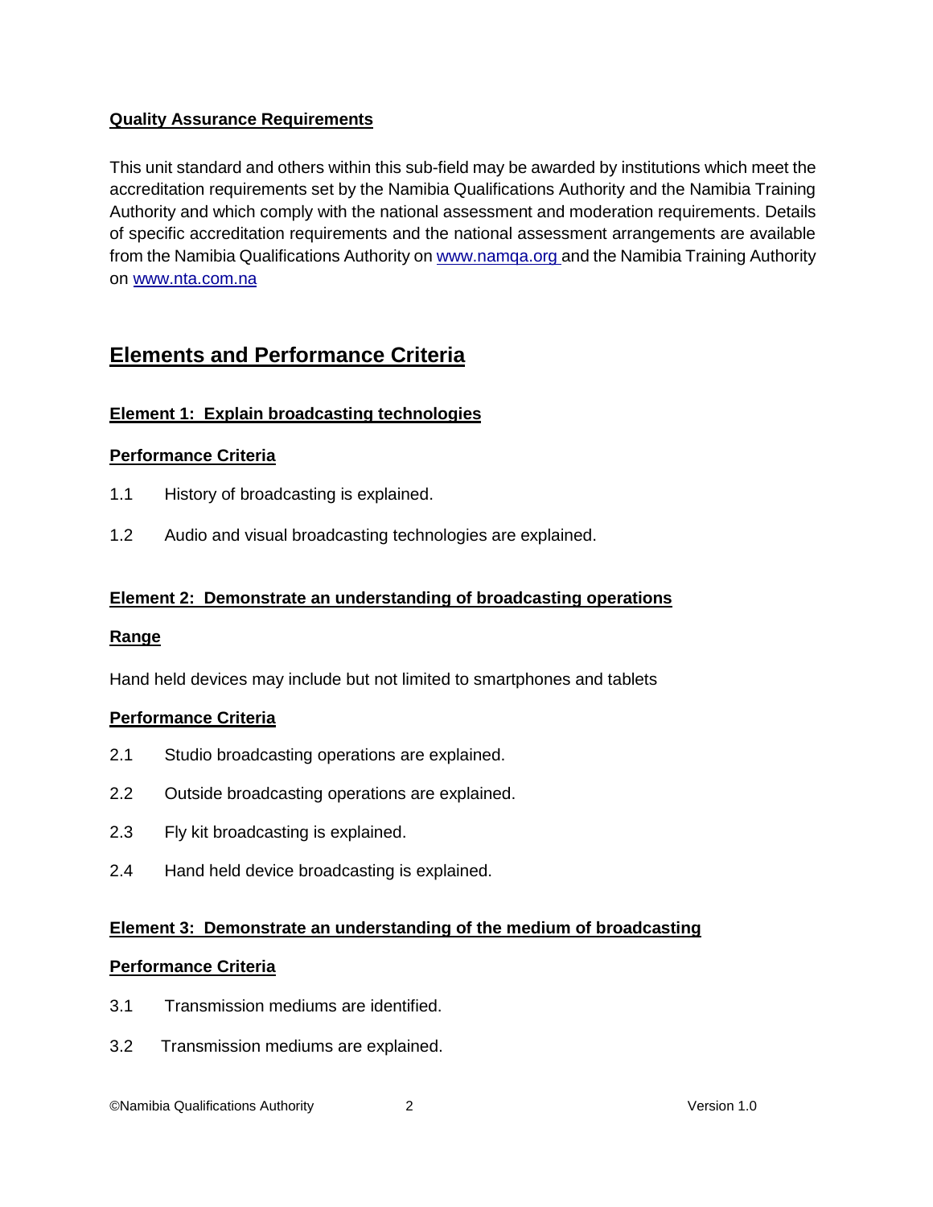**Quality Assurance Requirements**

This unit standard and others within this sub-field may be awarded by institutions which meet the accreditation requirements set by the Namibia Qualifications Authority and the Namibia Training Authority and which comply with the national assessment and moderation requirements. Details of specific accreditation requirements and the national assessment arrangements are available from the Namibia Qualifications Authority on www.namqa.org and the Namibia Training Authority on www.nta.com.na

## Elements and Performance Criteria

### Element 1: Explain broadcasting technologies

**Performance Criteria**

1.1 History of broadcasting is explained.

1.2 Audio and visual broadcasting technologies are explained.

### Element 2: Demonstrate an understanding of broadcasting operations

**Range**

Hand held devices may include but not limited to smartphones and tablets

**Performance Criteria**

2.1 Studio broadcasting operations are explained.

2.2 Outside broadcasting operations are explained.

2.3 Fly kit broadcasting is explained.

2.4 Hand held device broadcasting is explained.

### Element 3: Demonstrate an understanding of the medium of broadcasting

**Performance Criteria**

3.1 Transmission mediums are identified.

3.2 Transmission mediums are explained.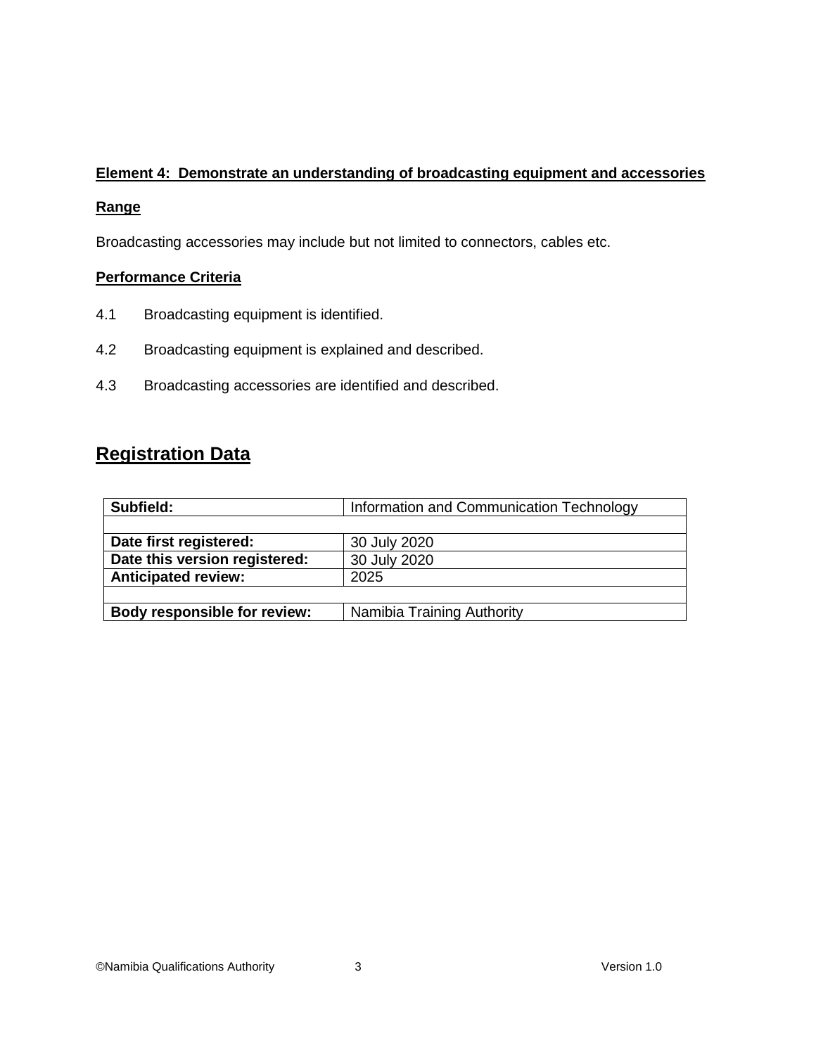**Element 4: Demonstrate an understanding of broadcasting equipment and accessories**

**Range**

Broadcasting accessories may include but not limited to connectors, cables etc.

**Performance Criteria**

4.1 Broadcasting equipment is identified.

4.2 Broadcasting equipment is explained and described.

4.3 Broadcasting accessories are identified and described.

## Registration Data

| | |
|---|---|
| **Subfield:** | Information and Communication Technology |
| | |
| **Date first registered:** | 30 July 2020 |
| **Date this version registered:** | 30 July 2020 |
| **Anticipated review:** | 2025 |
| | |
| **Body responsible for review:** | Namibia Training Authority |